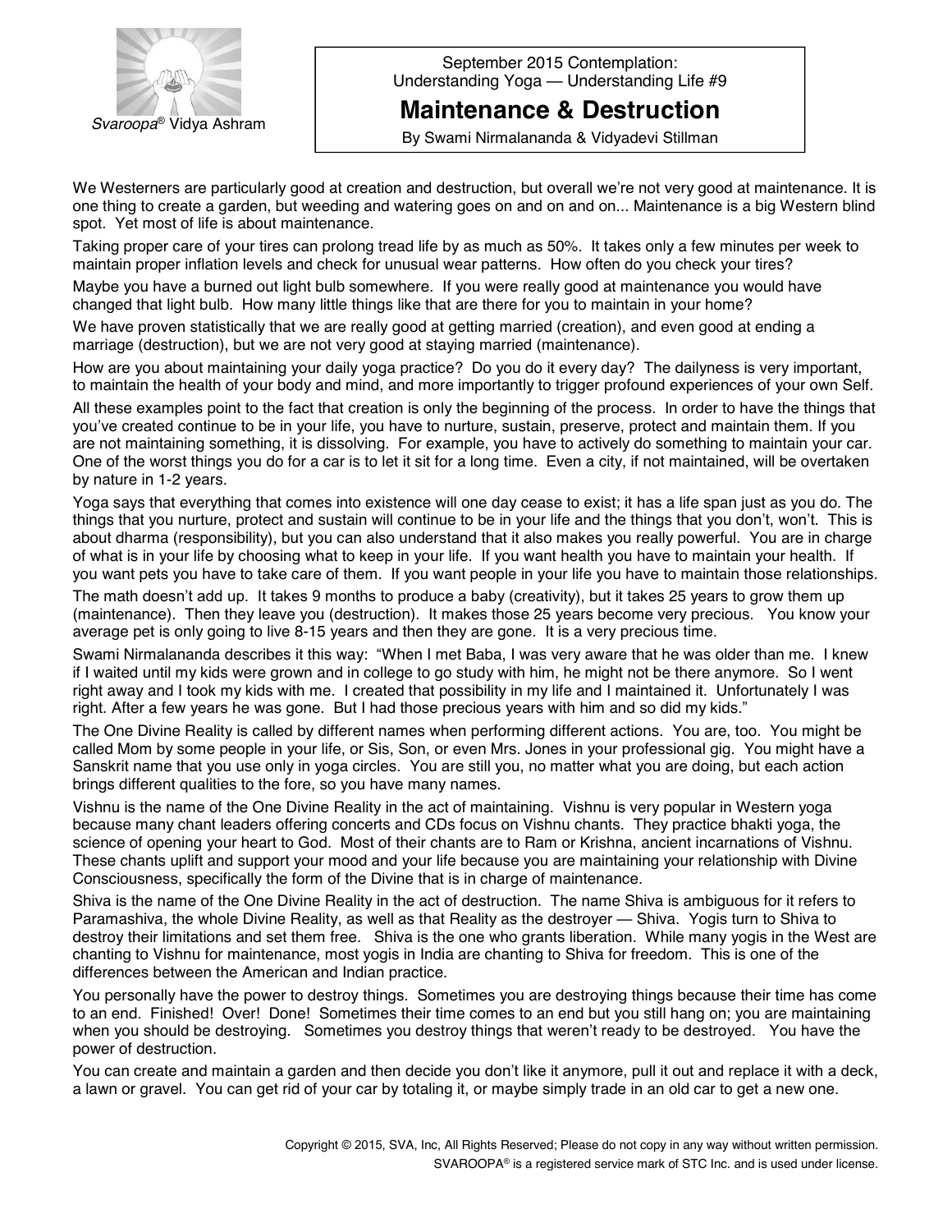*Svaroopa*® Vidya Ashram

September 2015 Contemplation:
Understanding Yoga — Understanding Life #9

# Maintenance & Destruction

By Swami Nirmalananda & Vidyadevi Stillman

We Westerners are particularly good at creation and destruction, but overall we're not very good at maintenance. It is one thing to create a garden, but weeding and watering goes on and on and on... Maintenance is a big Western blind spot. Yet most of life is about maintenance.

Taking proper care of your tires can prolong tread life by as much as 50%. It takes only a few minutes per week to maintain proper inflation levels and check for unusual wear patterns. How often do you check your tires?

Maybe you have a burned out light bulb somewhere. If you were really good at maintenance you would have changed that light bulb. How many little things like that are there for you to maintain in your home?

We have proven statistically that we are really good at getting married (creation), and even good at ending a marriage (destruction), but we are not very good at staying married (maintenance).

How are you about maintaining your daily yoga practice? Do you do it every day? The dailyness is very important, to maintain the health of your body and mind, and more importantly to trigger profound experiences of your own Self.

All these examples point to the fact that creation is only the beginning of the process. In order to have the things that you've created continue to be in your life, you have to nurture, sustain, preserve, protect and maintain them. If you are not maintaining something, it is dissolving. For example, you have to actively do something to maintain your car. One of the worst things you do for a car is to let it sit for a long time. Even a city, if not maintained, will be overtaken by nature in 1-2 years.

Yoga says that everything that comes into existence will one day cease to exist; it has a life span just as you do. The things that you nurture, protect and sustain will continue to be in your life and the things that you don't, won't. This is about dharma (responsibility), but you can also understand that it also makes you really powerful. You are in charge of what is in your life by choosing what to keep in your life. If you want health you have to maintain your health. If you want pets you have to take care of them. If you want people in your life you have to maintain those relationships.

The math doesn't add up. It takes 9 months to produce a baby (creativity), but it takes 25 years to grow them up (maintenance). Then they leave you (destruction). It makes those 25 years become very precious. You know your average pet is only going to live 8-15 years and then they are gone. It is a very precious time.

Swami Nirmalananda describes it this way: "When I met Baba, I was very aware that he was older than me. I knew if I waited until my kids were grown and in college to go study with him, he might not be there anymore. So I went right away and I took my kids with me. I created that possibility in my life and I maintained it. Unfortunately I was right. After a few years he was gone. But I had those precious years with him and so did my kids."

The One Divine Reality is called by different names when performing different actions. You are, too. You might be called Mom by some people in your life, or Sis, Son, or even Mrs. Jones in your professional gig. You might have a Sanskrit name that you use only in yoga circles. You are still you, no matter what you are doing, but each action brings different qualities to the fore, so you have many names.

Vishnu is the name of the One Divine Reality in the act of maintaining. Vishnu is very popular in Western yoga because many chant leaders offering concerts and CDs focus on Vishnu chants. They practice bhakti yoga, the science of opening your heart to God. Most of their chants are to Ram or Krishna, ancient incarnations of Vishnu. These chants uplift and support your mood and your life because you are maintaining your relationship with Divine Consciousness, specifically the form of the Divine that is in charge of maintenance.

Shiva is the name of the One Divine Reality in the act of destruction. The name Shiva is ambiguous for it refers to Paramashiva, the whole Divine Reality, as well as that Reality as the destroyer — Shiva. Yogis turn to Shiva to destroy their limitations and set them free. Shiva is the one who grants liberation. While many yogis in the West are chanting to Vishnu for maintenance, most yogis in India are chanting to Shiva for freedom. This is one of the differences between the American and Indian practice.

You personally have the power to destroy things. Sometimes you are destroying things because their time has come to an end. Finished! Over! Done! Sometimes their time comes to an end but you still hang on; you are maintaining when you should be destroying. Sometimes you destroy things that weren't ready to be destroyed. You have the power of destruction.

You can create and maintain a garden and then decide you don't like it anymore, pull it out and replace it with a deck, a lawn or gravel. You can get rid of your car by totaling it, or maybe simply trade in an old car to get a new one.

Copyright © 2015, SVA, Inc, All Rights Reserved; Please do not copy in any way without written permission.
SVAROOPA® is a registered service mark of STC Inc. and is used under license.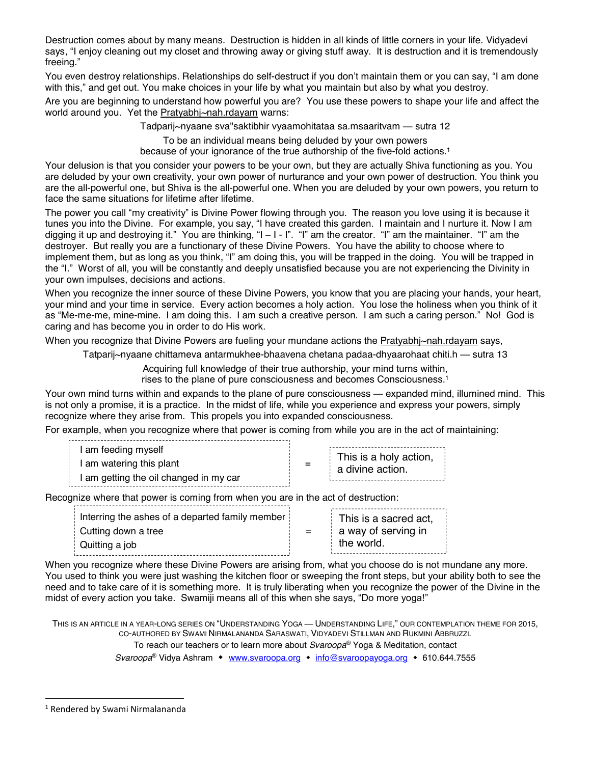Destruction comes about by many means. Destruction is hidden in all kinds of little corners in your life. Vidyadevi says, "I enjoy cleaning out my closet and throwing away or giving stuff away. It is destruction and it is tremendously freeing."

You even destroy relationships. Relationships do self-destruct if you don't maintain them or you can say, "I am done with this," and get out. You make choices in your life by what you maintain but also by what you destroy.

Are you are beginning to understand how powerful you are? You use these powers to shape your life and affect the world around you. Yet the Pratyabhj~nah.rdayam warns:

> Tadparij~nyaane sva"saktibhir vyaamohitataa sa.msaaritvam — sutra 12
>
> To be an individual means being deluded by your own powers
> because of your ignorance of the true authorship of the five-fold actions.[1]

Your delusion is that you consider your powers to be your own, but they are actually Shiva functioning as you. You are deluded by your own creativity, your own power of nurturance and your own power of destruction. You think you are the all-powerful one, but Shiva is the all-powerful one. When you are deluded by your own powers, you return to face the same situations for lifetime after lifetime.

The power you call "my creativity" is Divine Power flowing through you. The reason you love using it is because it tunes you into the Divine. For example, you say, "I have created this garden. I maintain and I nurture it. Now I am digging it up and destroying it." You are thinking, "I – I - I". "I" am the creator. "I" am the maintainer. "I" am the destroyer. But really you are a functionary of these Divine Powers. You have the ability to choose where to implement them, but as long as you think, "I" am doing this, you will be trapped in the doing. You will be trapped in the "I." Worst of all, you will be constantly and deeply unsatisfied because you are not experiencing the Divinity in your own impulses, decisions and actions.

When you recognize the inner source of these Divine Powers, you know that you are placing your hands, your heart, your mind and your time in service. Every action becomes a holy action. You lose the holiness when you think of it as "Me-me-me, mine-mine. I am doing this. I am such a creative person. I am such a caring person." No! God is caring and has become you in order to do His work.

When you recognize that Divine Powers are fueling your mundane actions the Pratyabhj~nah.rdayam says,

> Tatparij~nyaane chittameva antarmukhee-bhaavena chetana padaa-dhyaarohaat chiti.h — sutra 13
>
> Acquiring full knowledge of their true authorship, your mind turns within,
> rises to the plane of pure consciousness and becomes Consciousness.[1]

Your own mind turns within and expands to the plane of pure consciousness — expanded mind, illumined mind. This is not only a promise, it is a practice. In the midst of life, while you experience and express your powers, simply recognize where they arise from. This propels you into expanded consciousness.

For example, when you recognize where that power is coming from while you are in the act of maintaining:

| | | |
|---|---|---|
| I am feeding myself<br>I am watering this plant<br>I am getting the oil changed in my car | = | This is a holy action, a divine action. |

Recognize where that power is coming from when you are in the act of destruction:

| | | |
|---|---|---|
| Interring the ashes of a departed family member<br>Cutting down a tree<br>Quitting a job | = | This is a sacred act, a way of serving in the world. |

When you recognize where these Divine Powers are arising from, what you choose do is not mundane any more. You used to think you were just washing the kitchen floor or sweeping the front steps, but your ability both to see the need and to take care of it is something more. It is truly liberating when you recognize the power of the Divine in the midst of every action you take. Swamiji means all of this when she says, "Do more yoga!"

THIS IS AN ARTICLE IN A YEAR-LONG SERIES ON "UNDERSTANDING YOGA — UNDERSTANDING LIFE," OUR CONTEMPLATION THEME FOR 2015, CO-AUTHORED BY SWAMI NIRMALANANDA SARASWATI, VIDYADEVI STILLMAN AND RUKMINI ABBRUZZI.

To reach our teachers or to learn more about *Svaroopa®* Yoga & Meditation, contact

*Svaroopa®* Vidya Ashram ◆ www.svaroopa.org ◆ info@svaroopayoga.org ◆ 610.644.7555

[1] Rendered by Swami Nirmalananda